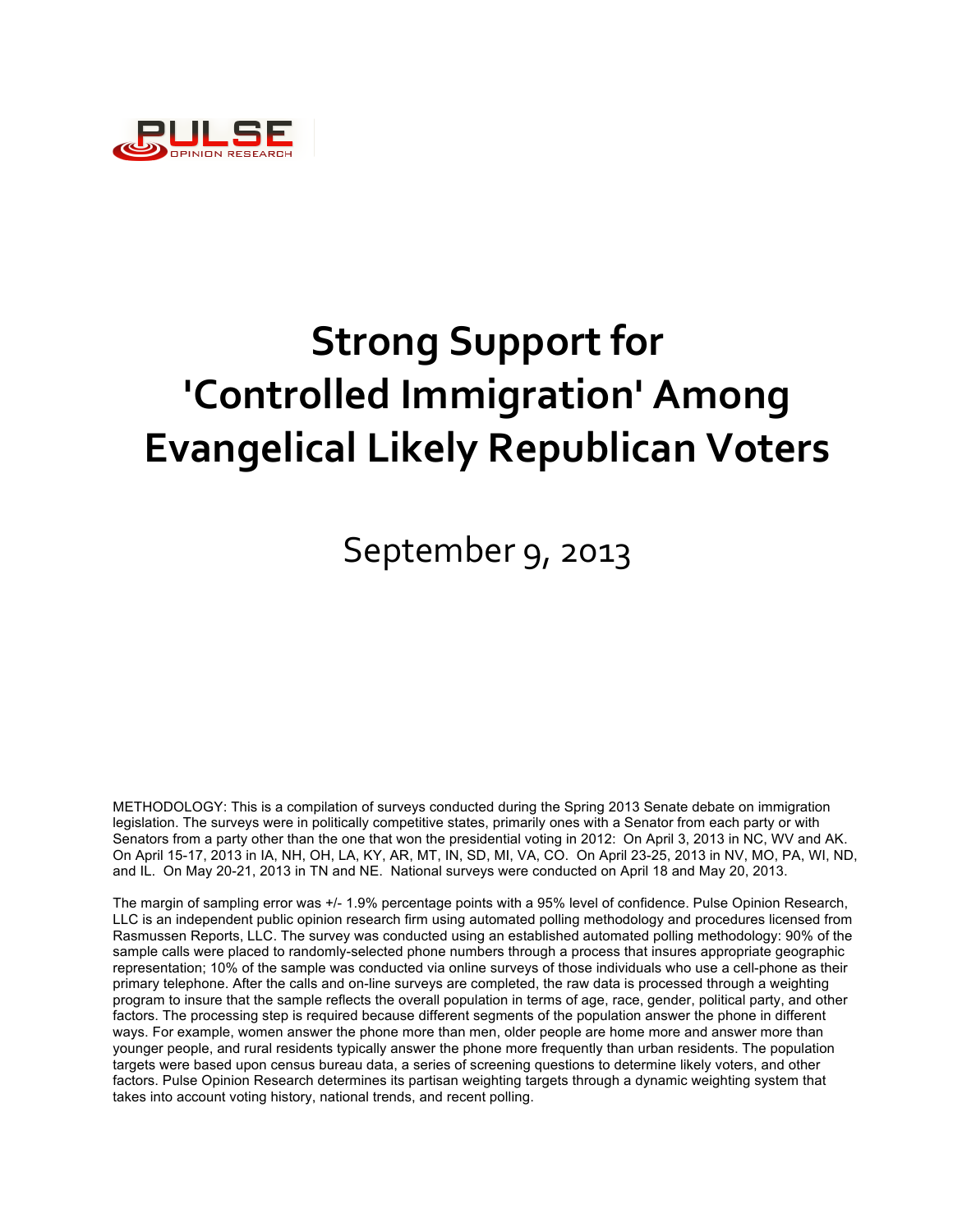PULSE OPINION RESEARCH

# Strong Support for 'Controlled Immigration' Among Evangelical Likely Republican Voters

September 9, 2013

METHODOLOGY: This is a compilation of surveys conducted during the Spring 2013 Senate debate on immigration legislation. The surveys were in politically competitive states, primarily ones with a Senator from each party or with Senators from a party other than the one that won the presidential voting in 2012: On April 3, 2013 in NC, WV and AK. On April 15-17, 2013 in IA, NH, OH, LA, KY, AR, MT, IN, SD, MI, VA, CO. On April 23-25, 2013 in NV, MO, PA, WI, ND, and IL. On May 20-21, 2013 in TN and NE. National surveys were conducted on April 18 and May 20, 2013.

The margin of sampling error was +/- 1.9% percentage points with a 95% level of confidence. Pulse Opinion Research, LLC is an independent public opinion research firm using automated polling methodology and procedures licensed from Rasmussen Reports, LLC. The survey was conducted using an established automated polling methodology: 90% of the sample calls were placed to randomly-selected phone numbers through a process that insures appropriate geographic representation; 10% of the sample was conducted via online surveys of those individuals who use a cell-phone as their primary telephone. After the calls and on-line surveys are completed, the raw data is processed through a weighting program to insure that the sample reflects the overall population in terms of age, race, gender, political party, and other factors. The processing step is required because different segments of the population answer the phone in different ways. For example, women answer the phone more than men, older people are home more and answer more than younger people, and rural residents typically answer the phone more frequently than urban residents. The population targets were based upon census bureau data, a series of screening questions to determine likely voters, and other factors. Pulse Opinion Research determines its partisan weighting targets through a dynamic weighting system that takes into account voting history, national trends, and recent polling.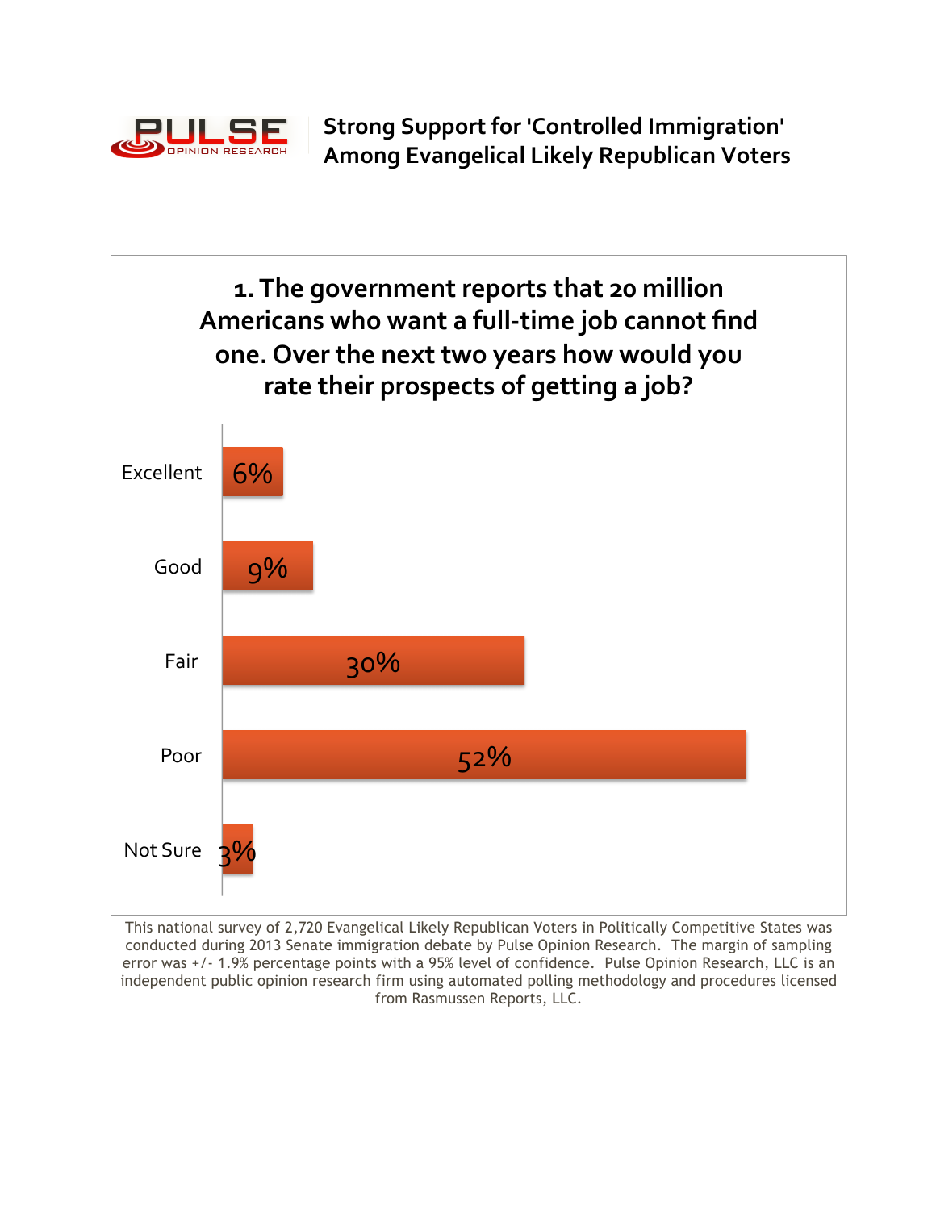## Strong Support for 'Controlled Immigration' Among Evangelical Likely Republican Voters

### 1. The government reports that 20 million Americans who want a full-time job cannot find one. Over the next two years how would you rate their prospects of getting a job?

| Response | Percentage |
|---|---|
| Excellent | 6% |
| Good | 9% |
| Fair | 30% |
| Poor | 52% |
| Not Sure | 3% |

This national survey of 2,720 Evangelical Likely Republican Voters in Politically Competitive States was conducted during 2013 Senate immigration debate by Pulse Opinion Research. The margin of sampling error was +/- 1.9% percentage points with a 95% level of confidence. Pulse Opinion Research, LLC is an independent public opinion research firm using automated polling methodology and procedures licensed from Rasmussen Reports, LLC.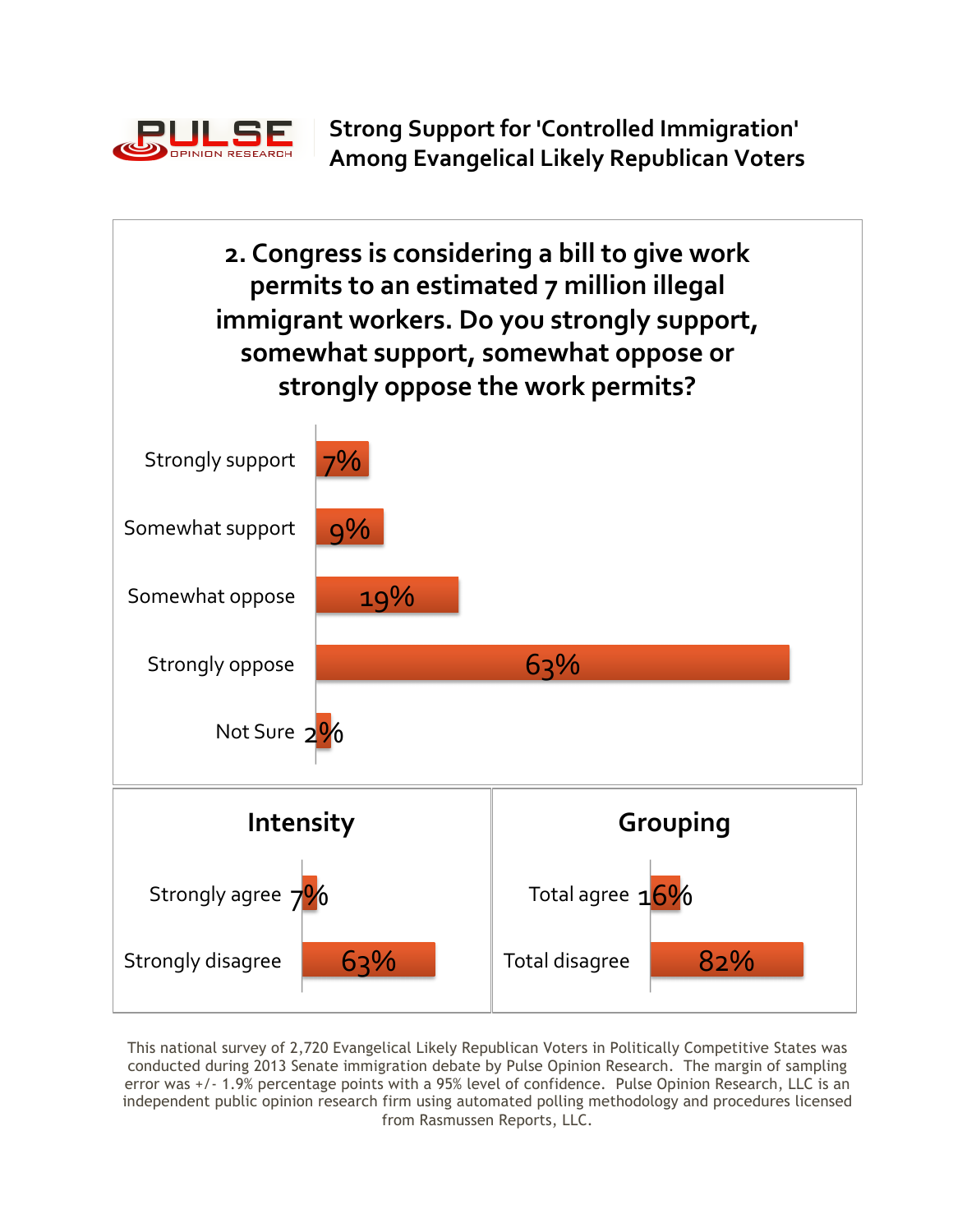**PULSE** OPINION RESEARCH

# Strong Support for 'Controlled Immigration' Among Evangelical Likely Republican Voters

## 2. Congress is considering a bill to give work permits to an estimated 7 million illegal immigrant workers. Do you strongly support, somewhat support, somewhat oppose or strongly oppose the work permits?

| Response | Percent |
| --- | --- |
| Strongly support | 7% |
| Somewhat support | 9% |
| Somewhat oppose | 19% |
| Strongly oppose | 63% |
| Not Sure | 2% |

### Intensity

| | Percent |
| --- | --- |
| Strongly agree | 7% |
| Strongly disagree | 63% |

### Grouping

| | Percent |
| --- | --- |
| Total agree | 16% |
| Total disagree | 82% |

This national survey of 2,720 Evangelical Likely Republican Voters in Politically Competitive States was conducted during 2013 Senate immigration debate by Pulse Opinion Research. The margin of sampling error was +/- 1.9% percentage points with a 95% level of confidence. Pulse Opinion Research, LLC is an independent public opinion research firm using automated polling methodology and procedures licensed from Rasmussen Reports, LLC.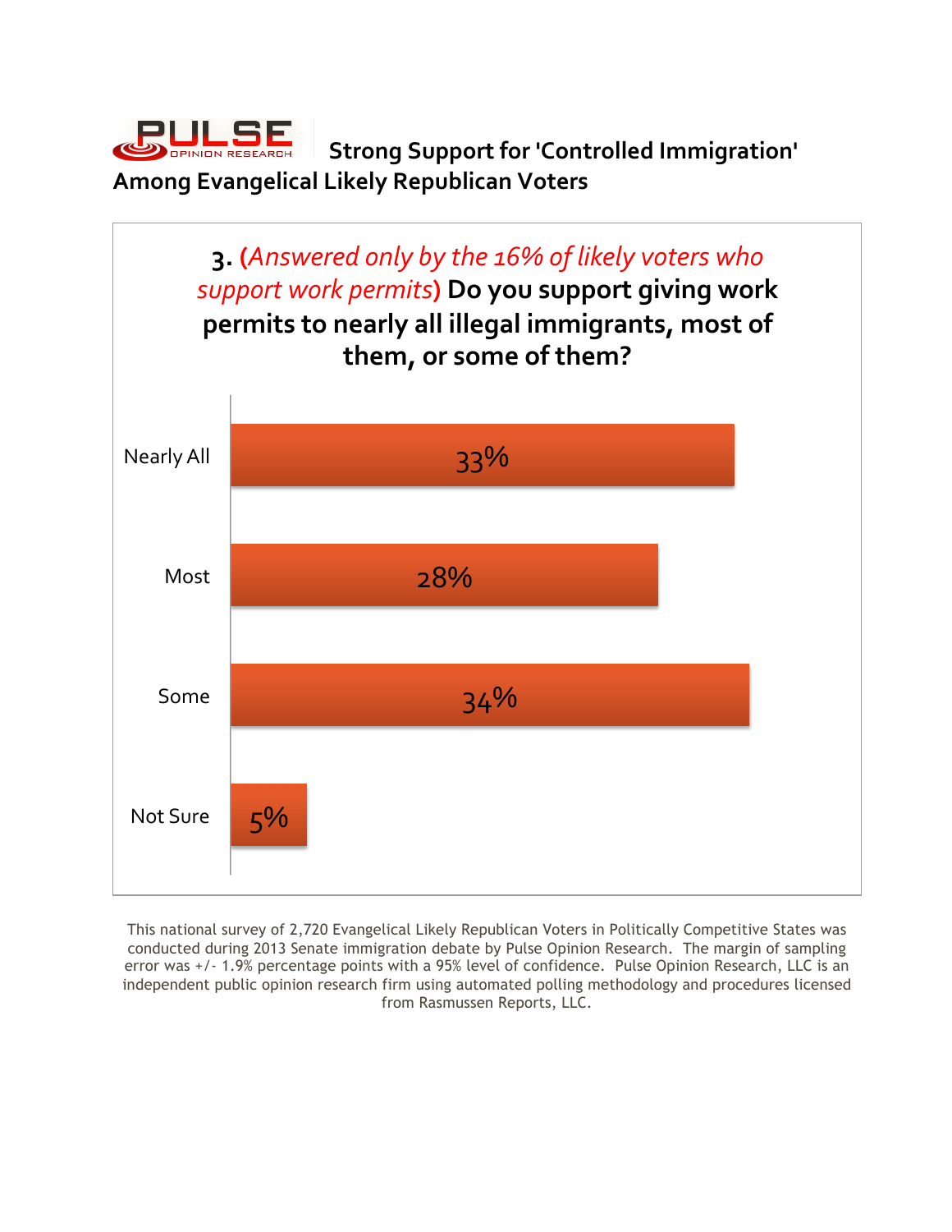PULSE OPINION RESEARCH

## Strong Support for 'Controlled Immigration' Among Evangelical Likely Republican Voters

### 3. *(Answered only by the 16% of likely voters who support work permits)* Do you support giving work permits to nearly all illegal immigrants, most of them, or some of them?

| Response | Percentage |
| --- | --- |
| Nearly All | 33% |
| Most | 28% |
| Some | 34% |
| Not Sure | 5% |

This national survey of 2,720 Evangelical Likely Republican Voters in Politically Competitive States was conducted during 2013 Senate immigration debate by Pulse Opinion Research. The margin of sampling error was +/- 1.9% percentage points with a 95% level of confidence. Pulse Opinion Research, LLC is an independent public opinion research firm using automated polling methodology and procedures licensed from Rasmussen Reports, LLC.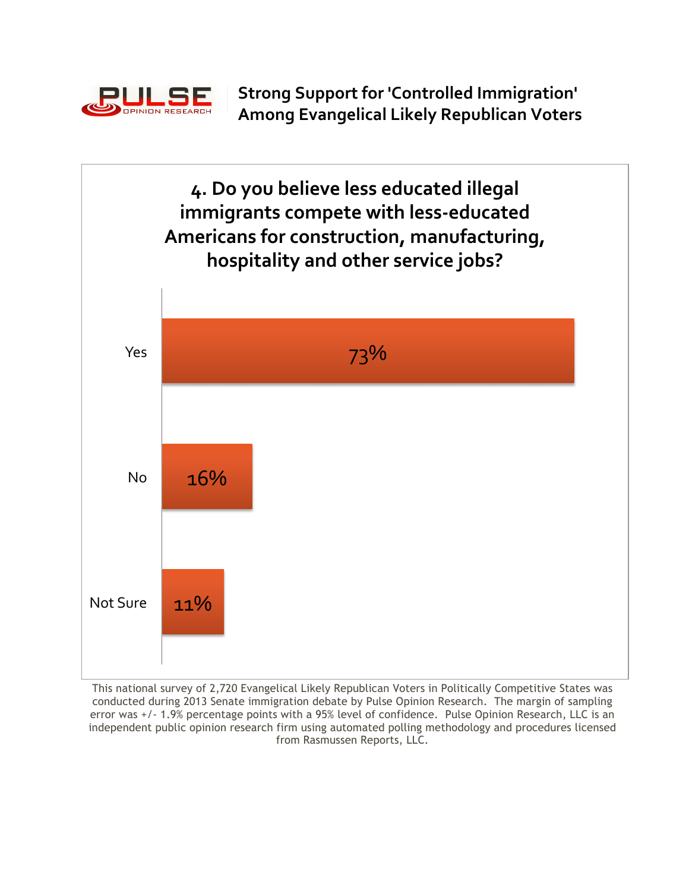**PULSE OPINION RESEARCH**

# Strong Support for 'Controlled Immigration' Among Evangelical Likely Republican Voters

## 4. Do you believe less educated illegal immigrants compete with less-educated Americans for construction, manufacturing, hospitality and other service jobs?

| Response | Percentage |
|---|---|
| Yes | 73% |
| No | 16% |
| Not Sure | 11% |

This national survey of 2,720 Evangelical Likely Republican Voters in Politically Competitive States was conducted during 2013 Senate immigration debate by Pulse Opinion Research. The margin of sampling error was +/- 1.9% percentage points with a 95% level of confidence. Pulse Opinion Research, LLC is an independent public opinion research firm using automated polling methodology and procedures licensed from Rasmussen Reports, LLC.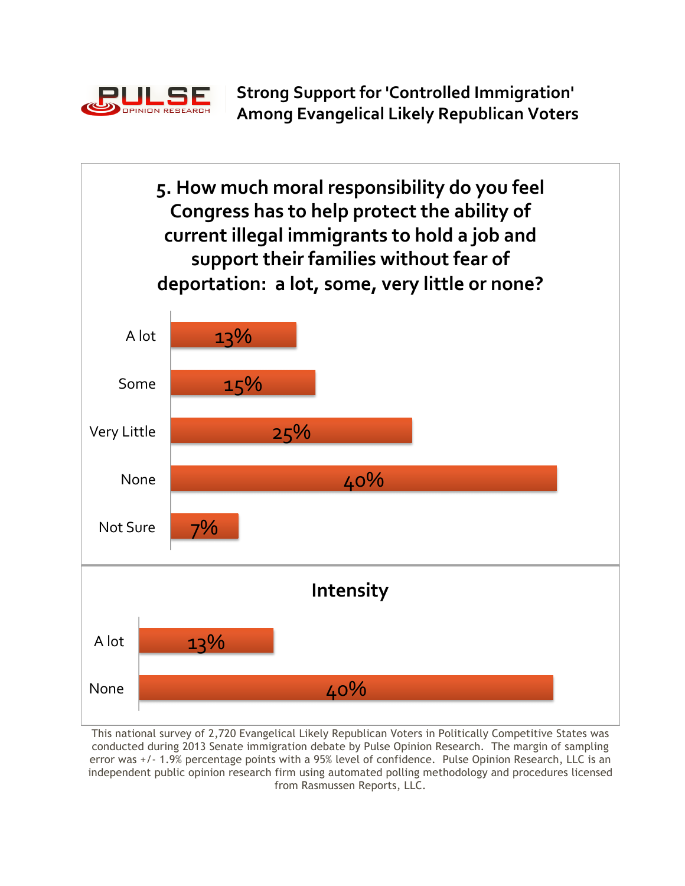# Strong Support for 'Controlled Immigration' Among Evangelical Likely Republican Voters

## 5. How much moral responsibility do you feel Congress has to help protect the ability of current illegal immigrants to hold a job and support their families without fear of deportation: a lot, some, very little or none?

| Response | Percent |
|---|---|
| A lot | 13% |
| Some | 15% |
| Very Little | 25% |
| None | 40% |
| Not Sure | 7% |

## Intensity

| Response | Percent |
|---|---|
| A lot | 13% |
| None | 40% |

This national survey of 2,720 Evangelical Likely Republican Voters in Politically Competitive States was conducted during 2013 Senate immigration debate by Pulse Opinion Research. The margin of sampling error was +/- 1.9% percentage points with a 95% level of confidence. Pulse Opinion Research, LLC is an independent public opinion research firm using automated polling methodology and procedures licensed from Rasmussen Reports, LLC.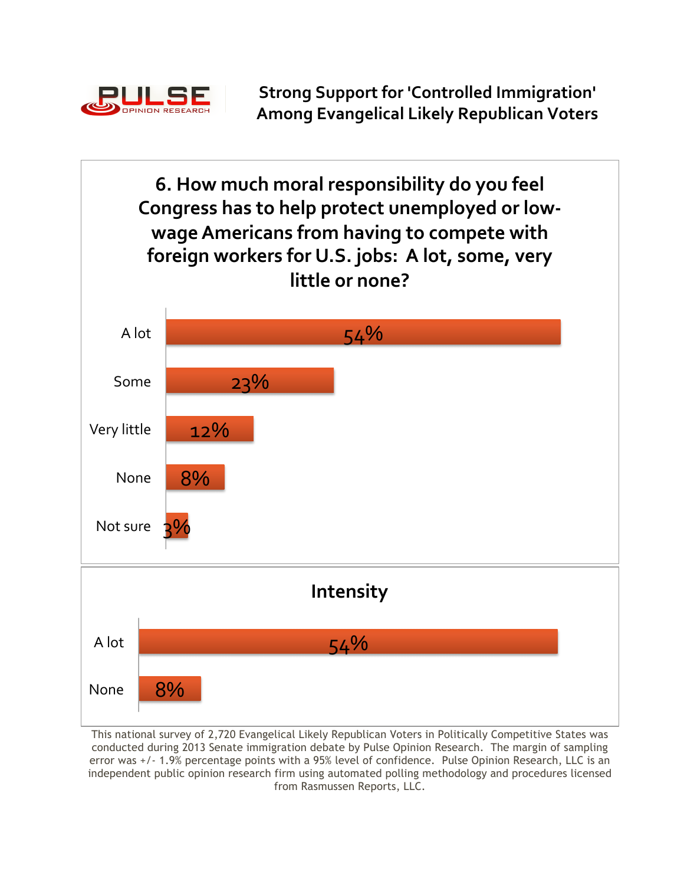PULSE OPINION RESEARCH

# Strong Support for 'Controlled Immigration' Among Evangelical Likely Republican Voters

## 6. How much moral responsibility do you feel Congress has to help protect unemployed or low-wage Americans from having to compete with foreign workers for U.S. jobs: A lot, some, very little or none?

| Response | Percent |
|---|---|
| A lot | 54% |
| Some | 23% |
| Very little | 12% |
| None | 8% |
| Not sure | 3% |

## Intensity

| Response | Percent |
|---|---|
| A lot | 54% |
| None | 8% |

This national survey of 2,720 Evangelical Likely Republican Voters in Politically Competitive States was conducted during 2013 Senate immigration debate by Pulse Opinion Research. The margin of sampling error was +/- 1.9% percentage points with a 95% level of confidence. Pulse Opinion Research, LLC is an independent public opinion research firm using automated polling methodology and procedures licensed from Rasmussen Reports, LLC.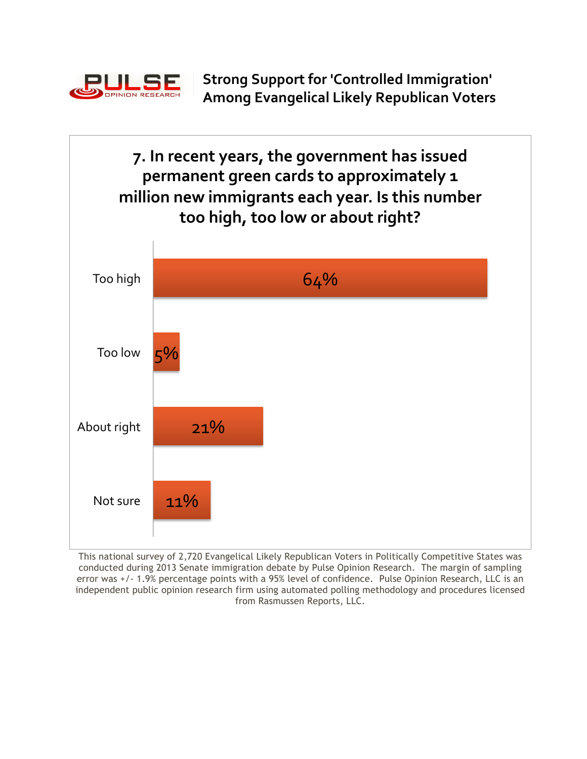# Strong Support for 'Controlled Immigration' Among Evangelical Likely Republican Voters

## 7. In recent years, the government has issued permanent green cards to approximately 1 million new immigrants each year. Is this number too high, too low or about right?

| Response | Percentage |
|---|---|
| Too high | 64% |
| Too low | 5% |
| About right | 21% |
| Not sure | 11% |

This national survey of 2,720 Evangelical Likely Republican Voters in Politically Competitive States was conducted during 2013 Senate immigration debate by Pulse Opinion Research. The margin of sampling error was +/- 1.9% percentage points with a 95% level of confidence. Pulse Opinion Research, LLC is an independent public opinion research firm using automated polling methodology and procedures licensed from Rasmussen Reports, LLC.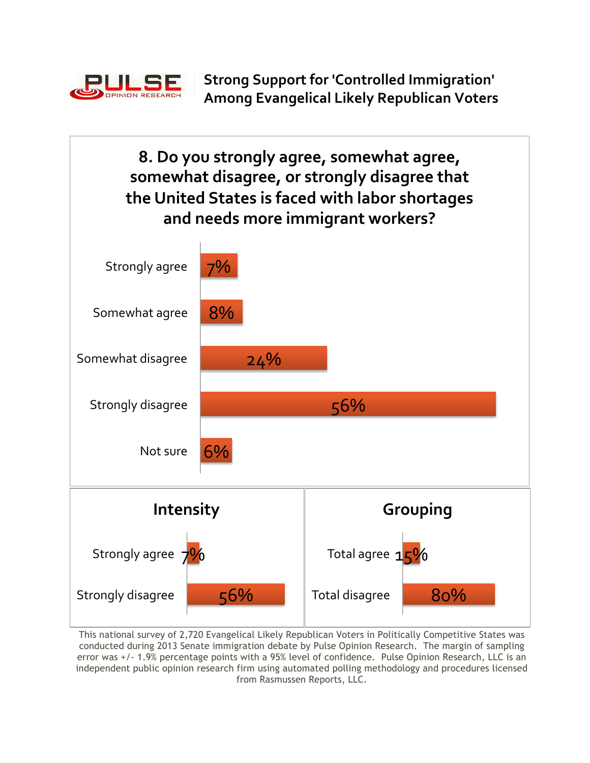PULSE OPINION RESEARCH

# Strong Support for 'Controlled Immigration' Among Evangelical Likely Republican Voters

## 8. Do you strongly agree, somewhat agree, somewhat disagree, or strongly disagree that the United States is faced with labor shortages and needs more immigrant workers?

| Response | Percent |
|---|---|
| Strongly agree | 7% |
| Somewhat agree | 8% |
| Somewhat disagree | 24% |
| Strongly disagree | 56% |
| Not sure | 6% |

### Intensity

| | |
|---|---|
| Strongly agree | 7% |
| Strongly disagree | 56% |

### Grouping

| | |
|---|---|
| Total agree | 15% |
| Total disagree | 80% |

This national survey of 2,720 Evangelical Likely Republican Voters in Politically Competitive States was conducted during 2013 Senate immigration debate by Pulse Opinion Research. The margin of sampling error was +/- 1.9% percentage points with a 95% level of confidence. Pulse Opinion Research, LLC is an independent public opinion research firm using automated polling methodology and procedures licensed from Rasmussen Reports, LLC.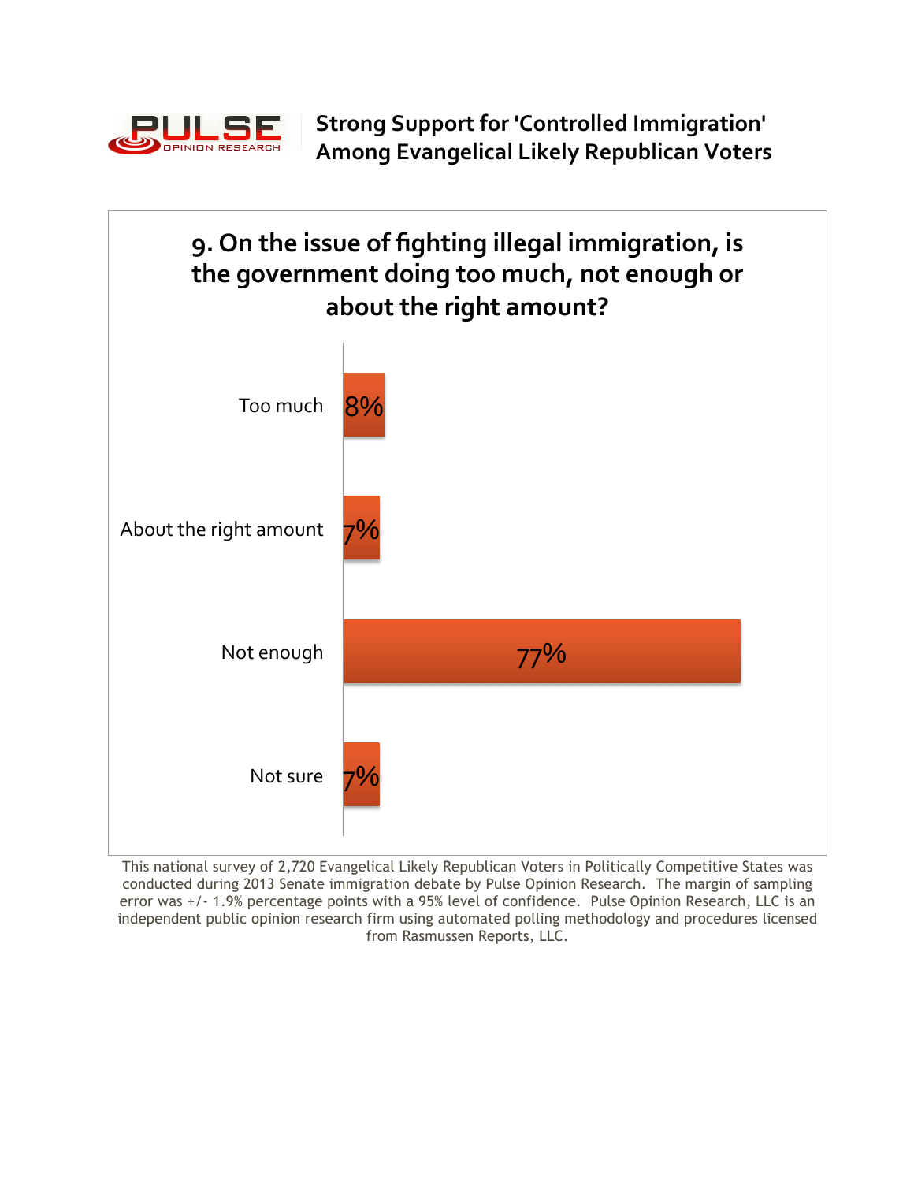**PULSE** OPINION RESEARCH

## Strong Support for 'Controlled Immigration' Among Evangelical Likely Republican Voters

### 9. On the issue of fighting illegal immigration, is the government doing too much, not enough or about the right amount?

| Response | Percentage |
|---|---|
| Too much | 8% |
| About the right amount | 7% |
| Not enough | 77% |
| Not sure | 7% |

This national survey of 2,720 Evangelical Likely Republican Voters in Politically Competitive States was conducted during 2013 Senate immigration debate by Pulse Opinion Research. The margin of sampling error was +/- 1.9% percentage points with a 95% level of confidence. Pulse Opinion Research, LLC is an independent public opinion research firm using automated polling methodology and procedures licensed from Rasmussen Reports, LLC.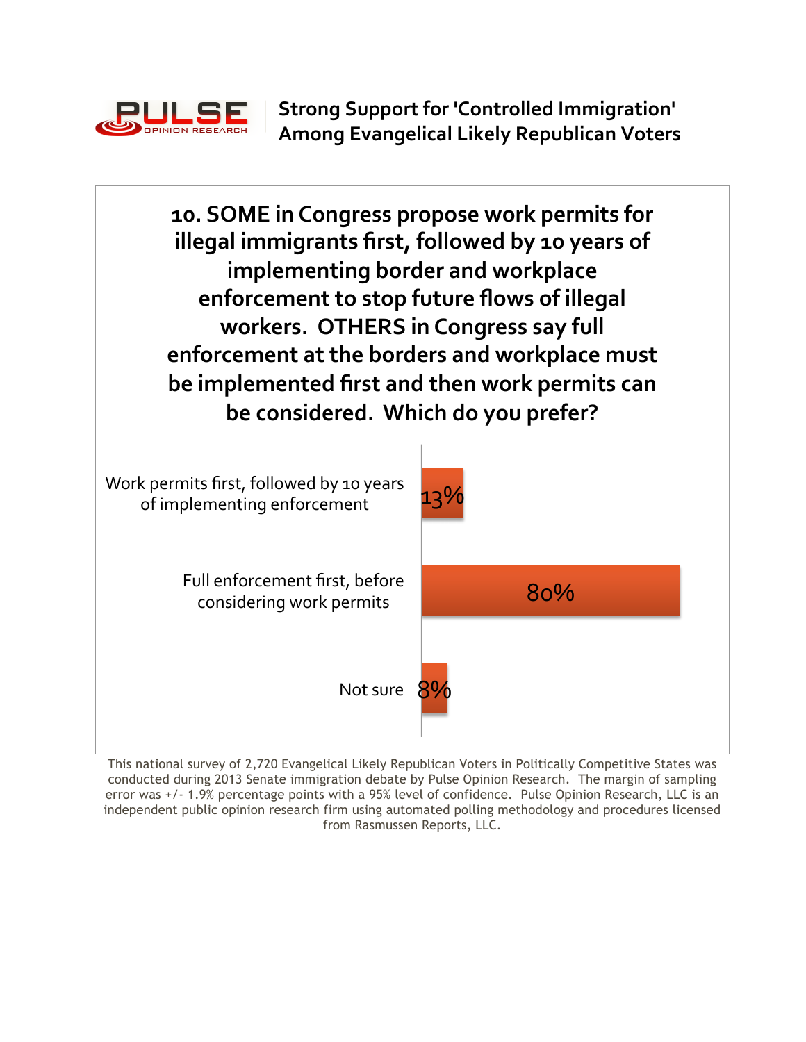PULSE OPINION RESEARCH

# Strong Support for 'Controlled Immigration' Among Evangelical Likely Republican Voters

## 10. SOME in Congress propose work permits for illegal immigrants first, followed by 10 years of implementing border and workplace enforcement to stop future flows of illegal workers. OTHERS in Congress say full enforcement at the borders and workplace must be implemented first and then work permits can be considered. Which do you prefer?

| Response | Percent |
| --- | --- |
| Work permits first, followed by 10 years of implementing enforcement | 13% |
| Full enforcement first, before considering work permits | 80% |
| Not sure | 8% |

This national survey of 2,720 Evangelical Likely Republican Voters in Politically Competitive States was conducted during 2013 Senate immigration debate by Pulse Opinion Research. The margin of sampling error was +/- 1.9% percentage points with a 95% level of confidence. Pulse Opinion Research, LLC is an independent public opinion research firm using automated polling methodology and procedures licensed from Rasmussen Reports, LLC.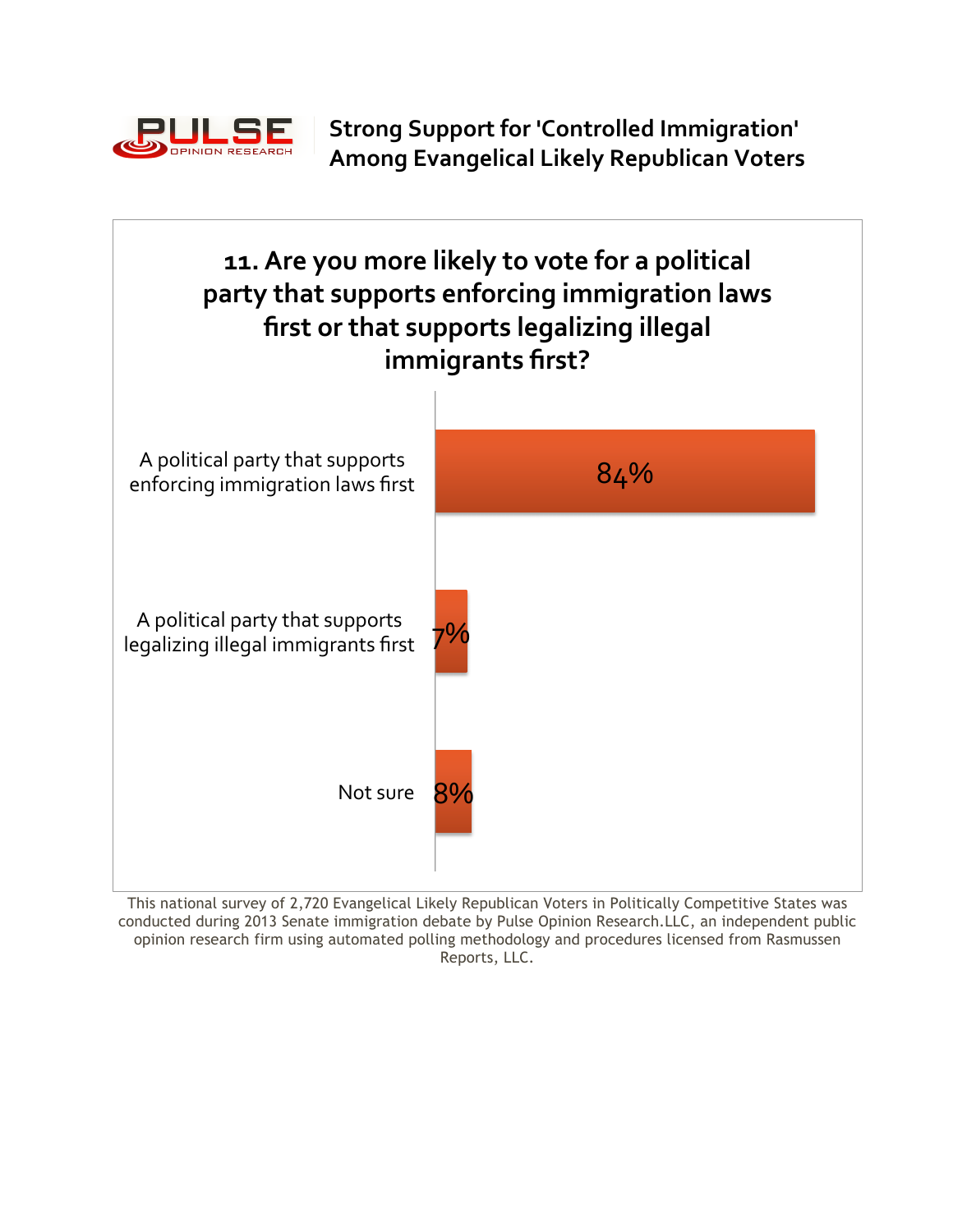PULSE OPINION RESEARCH

# Strong Support for 'Controlled Immigration' Among Evangelical Likely Republican Voters

## 11. Are you more likely to vote for a political party that supports enforcing immigration laws first or that supports legalizing illegal immigrants first?

| Response | Percentage |
|---|---|
| A political party that supports enforcing immigration laws first | 84% |
| A political party that supports legalizing illegal immigrants first | 7% |
| Not sure | 8% |

This national survey of 2,720 Evangelical Likely Republican Voters in Politically Competitive States was conducted during 2013 Senate immigration debate by Pulse Opinion Research.LLC, an independent public opinion research firm using automated polling methodology and procedures licensed from Rasmussen Reports, LLC.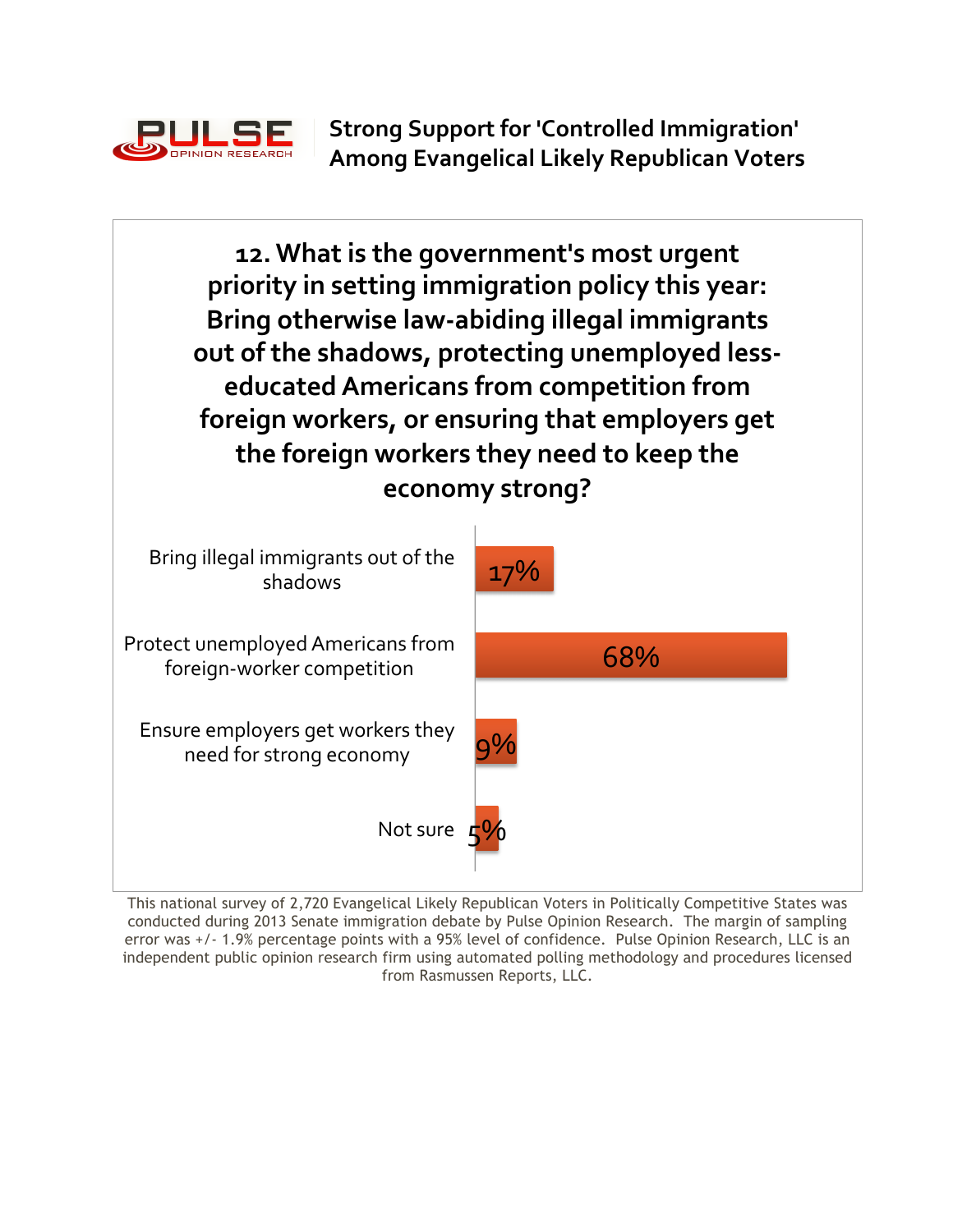**PULSE** OPINION RESEARCH

# Strong Support for 'Controlled Immigration' Among Evangelical Likely Republican Voters

## 12. What is the government's most urgent priority in setting immigration policy this year: Bring otherwise law-abiding illegal immigrants out of the shadows, protecting unemployed less-educated Americans from competition from foreign workers, or ensuring that employers get the foreign workers they need to keep the economy strong?

| Response | Percentage |
|---|---|
| Bring illegal immigrants out of the shadows | 17% |
| Protect unemployed Americans from foreign-worker competition | 68% |
| Ensure employers get workers they need for strong economy | 9% |
| Not sure | 5% |

This national survey of 2,720 Evangelical Likely Republican Voters in Politically Competitive States was conducted during 2013 Senate immigration debate by Pulse Opinion Research. The margin of sampling error was +/- 1.9% percentage points with a 95% level of confidence. Pulse Opinion Research, LLC is an independent public opinion research firm using automated polling methodology and procedures licensed from Rasmussen Reports, LLC.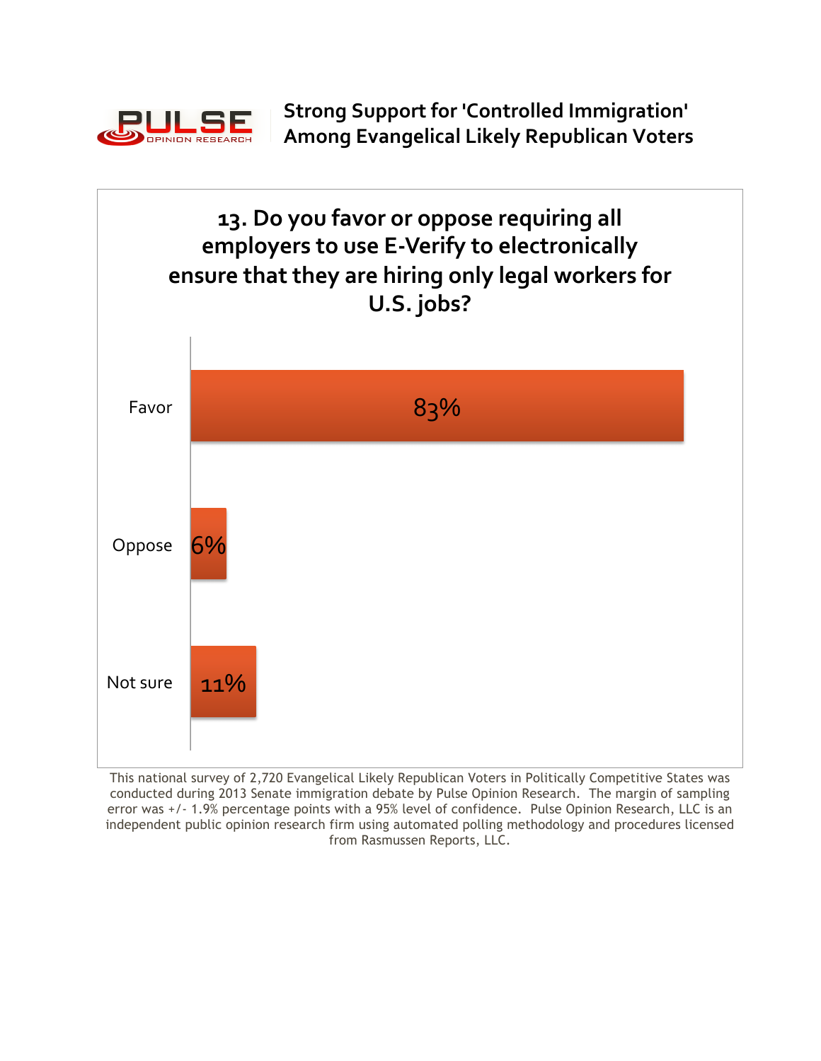PULSE OPINION RESEARCH

## Strong Support for 'Controlled Immigration' Among Evangelical Likely Republican Voters

### 13. Do you favor or oppose requiring all employers to use E-Verify to electronically ensure that they are hiring only legal workers for U.S. jobs?

| Response | Percent |
|---|---|
| Favor | 83% |
| Oppose | 6% |
| Not sure | 11% |

This national survey of 2,720 Evangelical Likely Republican Voters in Politically Competitive States was conducted during 2013 Senate immigration debate by Pulse Opinion Research. The margin of sampling error was +/- 1.9% percentage points with a 95% level of confidence. Pulse Opinion Research, LLC is an independent public opinion research firm using automated polling methodology and procedures licensed from Rasmussen Reports, LLC.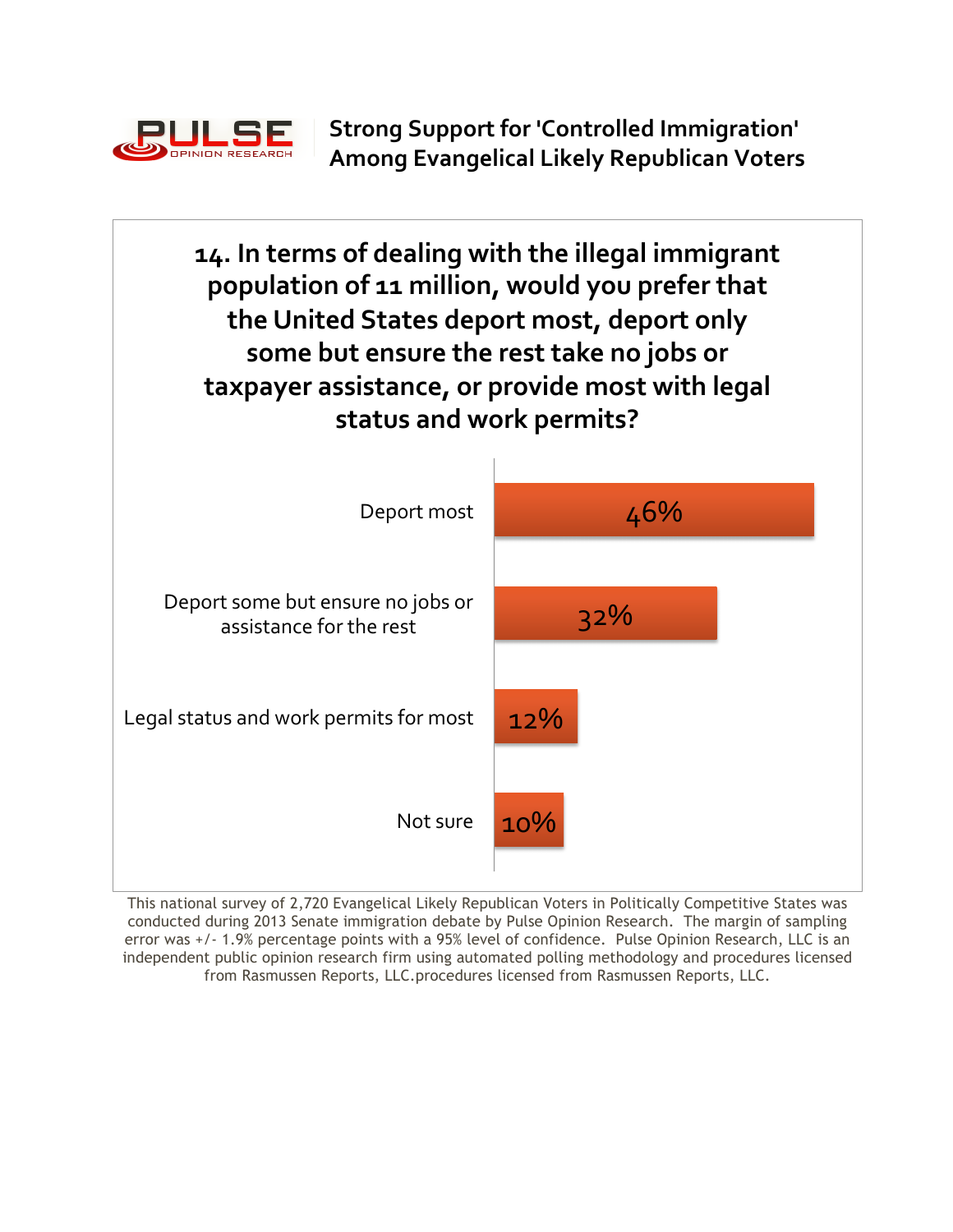# Strong Support for 'Controlled Immigration' Among Evangelical Likely Republican Voters

## 14. In terms of dealing with the illegal immigrant population of 11 million, would you prefer that the United States deport most, deport only some but ensure the rest take no jobs or taxpayer assistance, or provide most with legal status and work permits?

Deport most
46%

Deport some but ensure no jobs or assistance for the rest
32%

Legal status and work permits for most
12%

Not sure
10%

This national survey of 2,720 Evangelical Likely Republican Voters in Politically Competitive States was conducted during 2013 Senate immigration debate by Pulse Opinion Research. The margin of sampling error was +/- 1.9% percentage points with a 95% level of confidence. Pulse Opinion Research, LLC is an independent public opinion research firm using automated polling methodology and procedures licensed from Rasmussen Reports, LLC.procedures licensed from Rasmussen Reports, LLC.